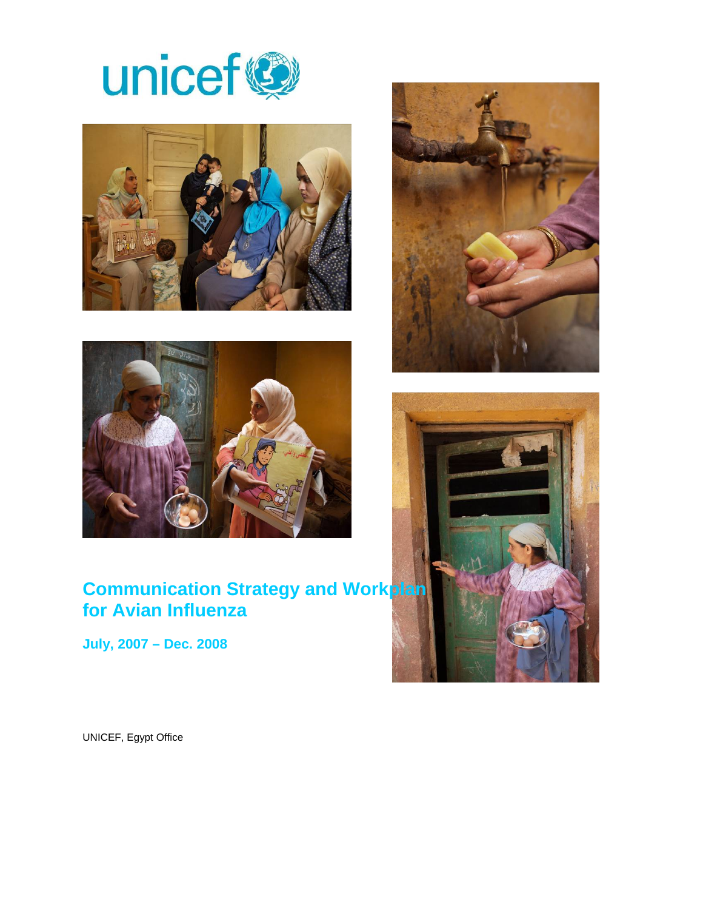unicef

# Communication Strategy and Workplan for Avian Influenza

**July, 2007 – Dec. 2008**

UNICEF, Egypt Office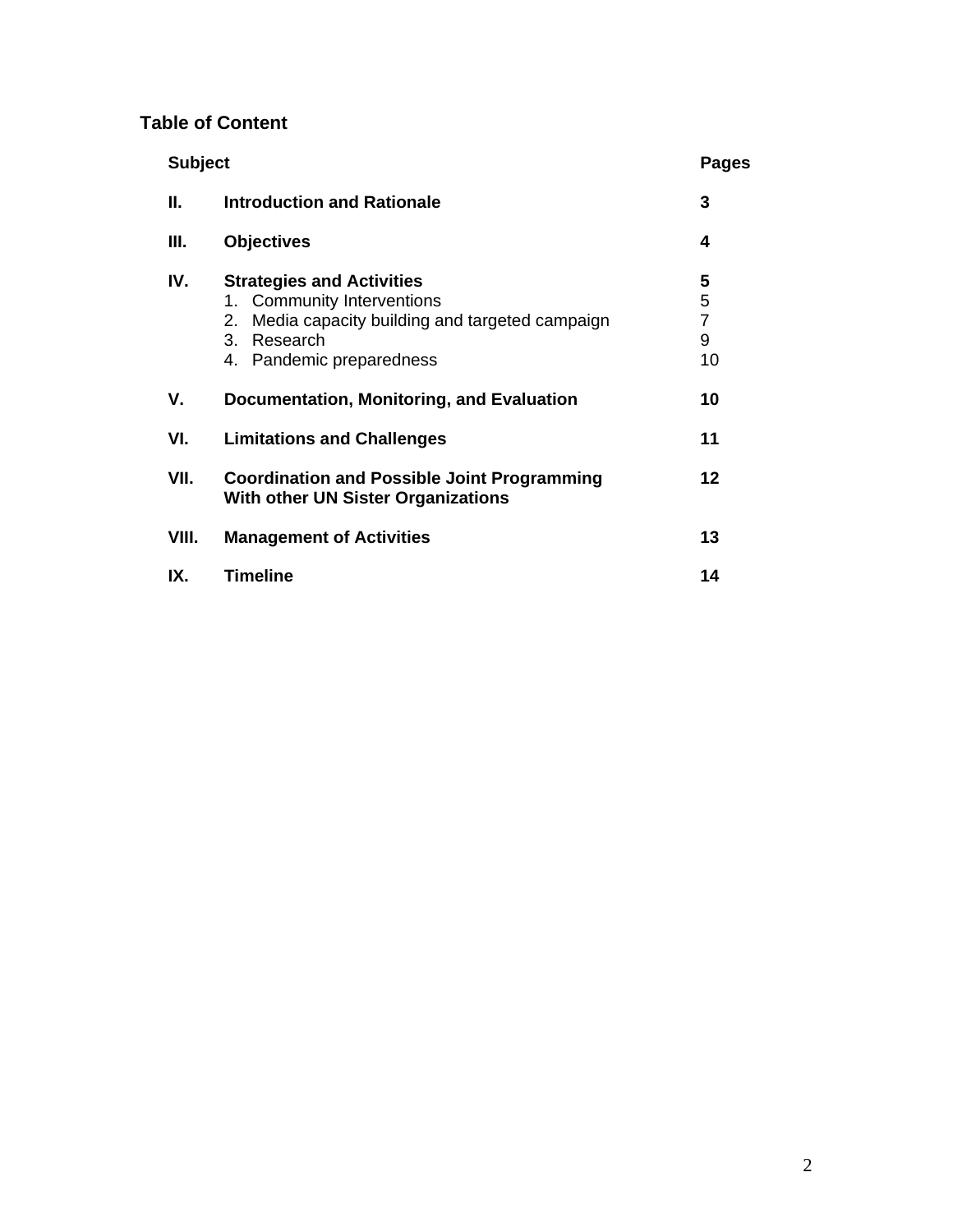## Table of Content

| Subject | | Pages |
|---|---|---|
| **II.** | **Introduction and Rationale** | **3** |
| **III.** | **Objectives** | **4** |
| **IV.** | **Strategies and Activities** | **5** |
| | 1. Community Interventions | 5 |
| | 2. Media capacity building and targeted campaign | 7 |
| | 3. Research | 9 |
| | 4. Pandemic preparedness | 10 |
| **V.** | **Documentation, Monitoring, and Evaluation** | **10** |
| **VI.** | **Limitations and Challenges** | **11** |
| **VII.** | **Coordination and Possible Joint Programming With other UN Sister Organizations** | **12** |
| **VIII.** | **Management of Activities** | **13** |
| **IX.** | **Timeline** | **14** |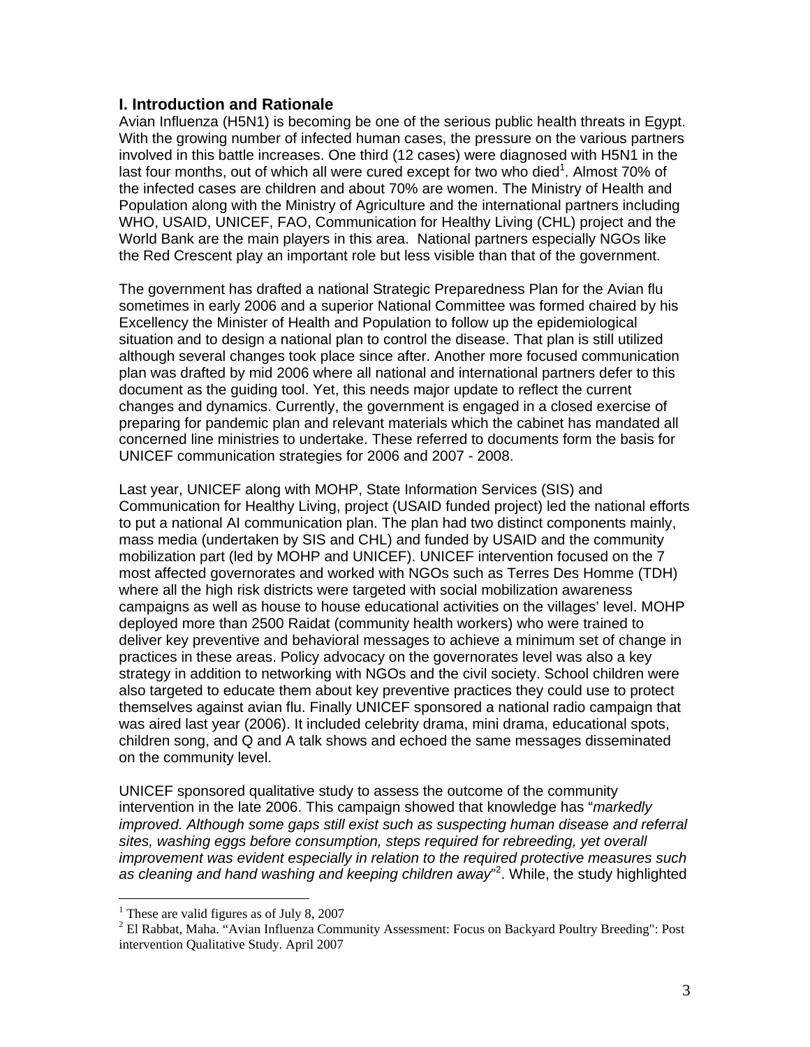## I. Introduction and Rationale

Avian Influenza (H5N1) is becoming be one of the serious public health threats in Egypt. With the growing number of infected human cases, the pressure on the various partners involved in this battle increases. One third (12 cases) were diagnosed with H5N1 in the last four months, out of which all were cured except for two who died[1]. Almost 70% of the infected cases are children and about 70% are women. The Ministry of Health and Population along with the Ministry of Agriculture and the international partners including WHO, USAID, UNICEF, FAO, Communication for Healthy Living (CHL) project and the World Bank are the main players in this area. National partners especially NGOs like the Red Crescent play an important role but less visible than that of the government.

The government has drafted a national Strategic Preparedness Plan for the Avian flu sometimes in early 2006 and a superior National Committee was formed chaired by his Excellency the Minister of Health and Population to follow up the epidemiological situation and to design a national plan to control the disease. That plan is still utilized although several changes took place since after. Another more focused communication plan was drafted by mid 2006 where all national and international partners defer to this document as the guiding tool. Yet, this needs major update to reflect the current changes and dynamics. Currently, the government is engaged in a closed exercise of preparing for pandemic plan and relevant materials which the cabinet has mandated all concerned line ministries to undertake. These referred to documents form the basis for UNICEF communication strategies for 2006 and 2007 - 2008.

Last year, UNICEF along with MOHP, State Information Services (SIS) and Communication for Healthy Living, project (USAID funded project) led the national efforts to put a national AI communication plan. The plan had two distinct components mainly, mass media (undertaken by SIS and CHL) and funded by USAID and the community mobilization part (led by MOHP and UNICEF). UNICEF intervention focused on the 7 most affected governorates and worked with NGOs such as Terres Des Homme (TDH) where all the high risk districts were targeted with social mobilization awareness campaigns as well as house to house educational activities on the villages' level. MOHP deployed more than 2500 Raidat (community health workers) who were trained to deliver key preventive and behavioral messages to achieve a minimum set of change in practices in these areas. Policy advocacy on the governorates level was also a key strategy in addition to networking with NGOs and the civil society. School children were also targeted to educate them about key preventive practices they could use to protect themselves against avian flu. Finally UNICEF sponsored a national radio campaign that was aired last year (2006). It included celebrity drama, mini drama, educational spots, children song, and Q and A talk shows and echoed the same messages disseminated on the community level.

UNICEF sponsored qualitative study to assess the outcome of the community intervention in the late 2006. This campaign showed that knowledge has "*markedly improved. Although some gaps still exist such as suspecting human disease and referral sites, washing eggs before consumption, steps required for rebreeding, yet overall improvement was evident especially in relation to the required protective measures such as cleaning and hand washing and keeping children away*"[2]. While, the study highlighted

---

[1] These are valid figures as of July 8, 2007

[2] El Rabbat, Maha. "Avian Influenza Community Assessment: Focus on Backyard Poultry Breeding": Post intervention Qualitative Study. April 2007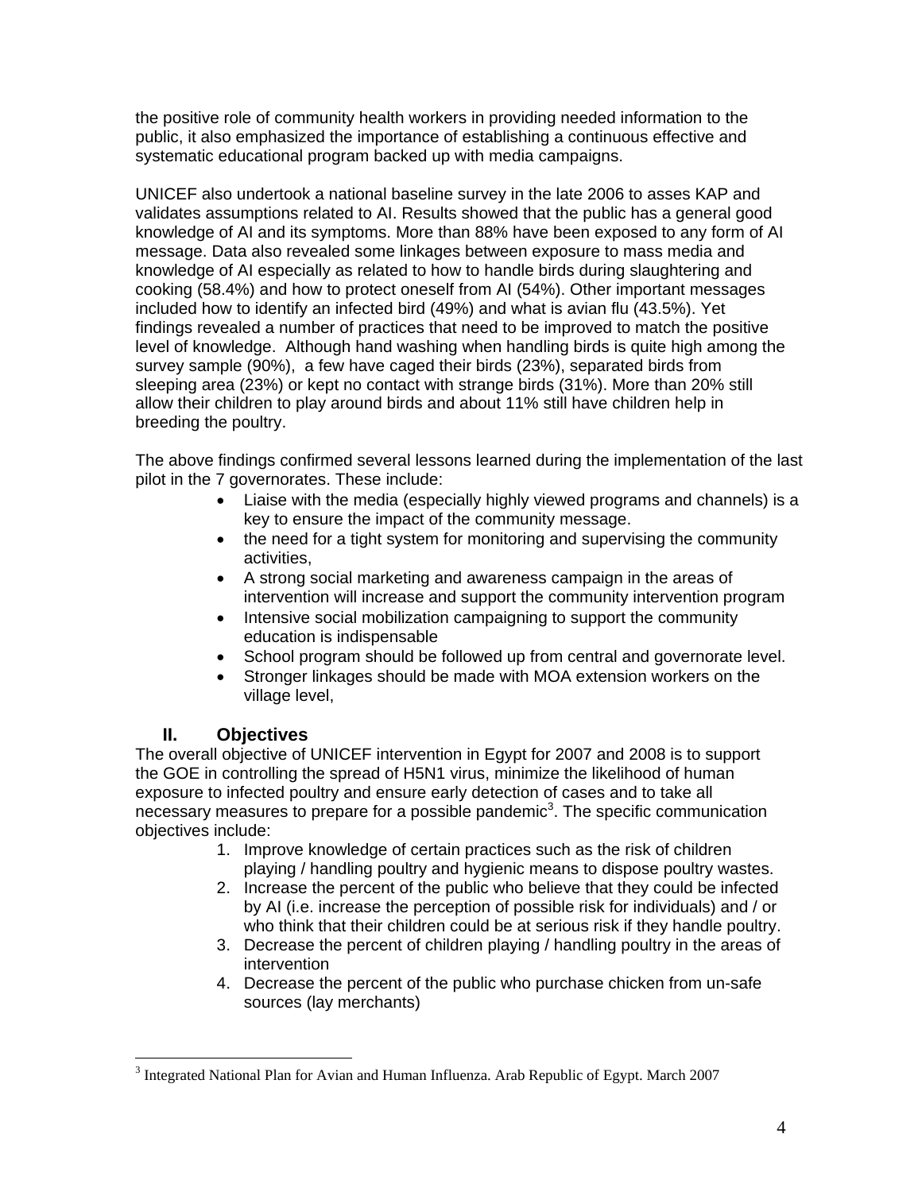the positive role of community health workers in providing needed information to the public, it also emphasized the importance of establishing a continuous effective and systematic educational program backed up with media campaigns.

UNICEF also undertook a national baseline survey in the late 2006 to asses KAP and validates assumptions related to AI. Results showed that the public has a general good knowledge of AI and its symptoms. More than 88% have been exposed to any form of AI message. Data also revealed some linkages between exposure to mass media and knowledge of AI especially as related to how to handle birds during slaughtering and cooking (58.4%) and how to protect oneself from AI (54%). Other important messages included how to identify an infected bird (49%) and what is avian flu (43.5%). Yet findings revealed a number of practices that need to be improved to match the positive level of knowledge. Although hand washing when handling birds is quite high among the survey sample (90%), a few have caged their birds (23%), separated birds from sleeping area (23%) or kept no contact with strange birds (31%). More than 20% still allow their children to play around birds and about 11% still have children help in breeding the poultry.

The above findings confirmed several lessons learned during the implementation of the last pilot in the 7 governorates. These include:

- Liaise with the media (especially highly viewed programs and channels) is a key to ensure the impact of the community message.
- the need for a tight system for monitoring and supervising the community activities,
- A strong social marketing and awareness campaign in the areas of intervention will increase and support the community intervention program
- Intensive social mobilization campaigning to support the community education is indispensable
- School program should be followed up from central and governorate level.
- Stronger linkages should be made with MOA extension workers on the village level,

## II. Objectives

The overall objective of UNICEF intervention in Egypt for 2007 and 2008 is to support the GOE in controlling the spread of H5N1 virus, minimize the likelihood of human exposure to infected poultry and ensure early detection of cases and to take all necessary measures to prepare for a possible pandemic[3]. The specific communication objectives include:

1. Improve knowledge of certain practices such as the risk of children playing / handling poultry and hygienic means to dispose poultry wastes.
2. Increase the percent of the public who believe that they could be infected by AI (i.e. increase the perception of possible risk for individuals) and / or who think that their children could be at serious risk if they handle poultry.
3. Decrease the percent of children playing / handling poultry in the areas of intervention
4. Decrease the percent of the public who purchase chicken from un-safe sources (lay merchants)

---

[3] Integrated National Plan for Avian and Human Influenza. Arab Republic of Egypt. March 2007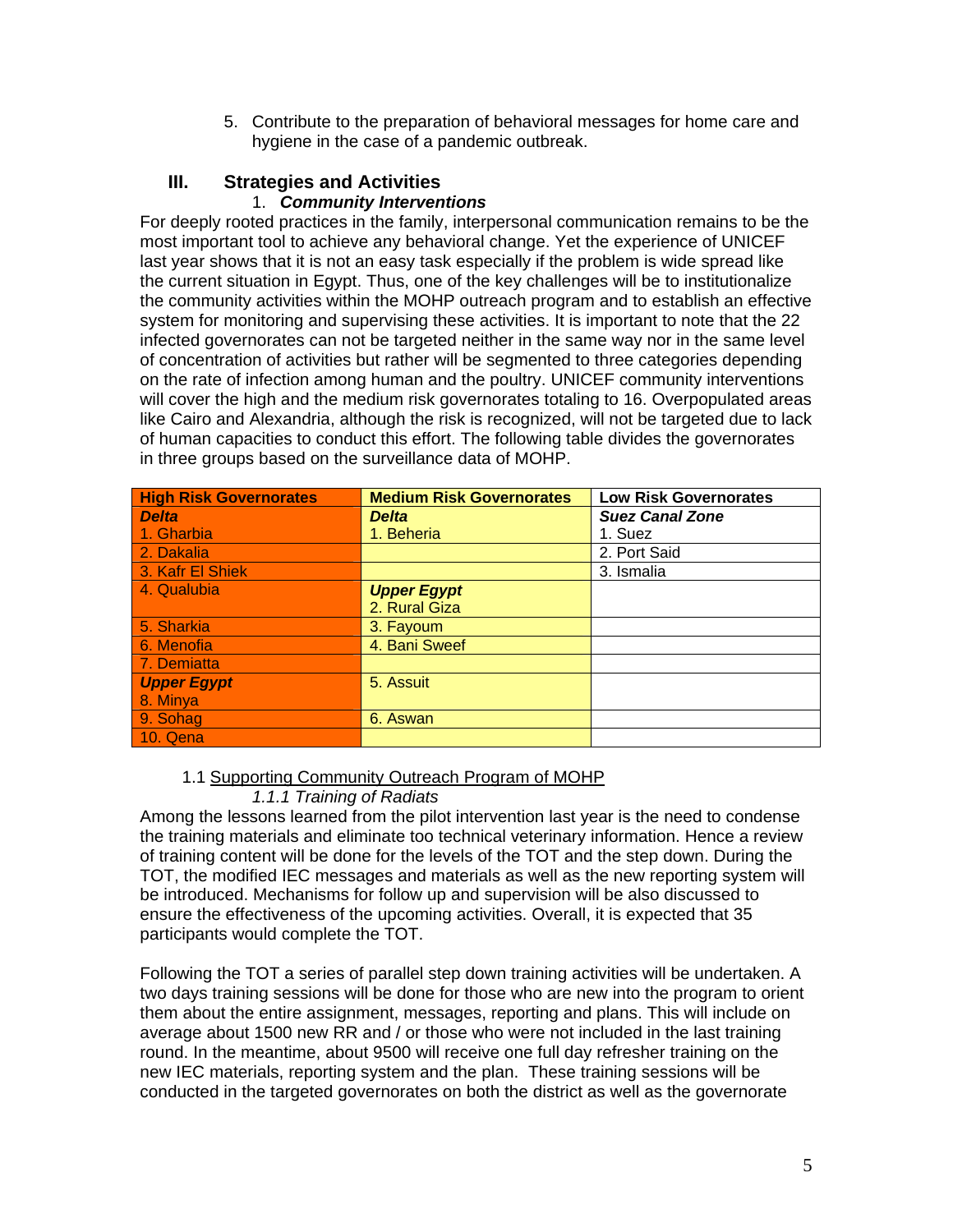5. Contribute to the preparation of behavioral messages for home care and hygiene in the case of a pandemic outbreak.

## III. Strategies and Activities

### 1. *Community Interventions*

For deeply rooted practices in the family, interpersonal communication remains to be the most important tool to achieve any behavioral change. Yet the experience of UNICEF last year shows that it is not an easy task especially if the problem is wide spread like the current situation in Egypt. Thus, one of the key challenges will be to institutionalize the community activities within the MOHP outreach program and to establish an effective system for monitoring and supervising these activities. It is important to note that the 22 infected governorates can not be targeted neither in the same way nor in the same level of concentration of activities but rather will be segmented to three categories depending on the rate of infection among human and the poultry. UNICEF community interventions will cover the high and the medium risk governorates totaling to 16. Overpopulated areas like Cairo and Alexandria, although the risk is recognized, will not be targeted due to lack of human capacities to conduct this effort. The following table divides the governorates in three groups based on the surveillance data of MOHP.

| High Risk Governorates | Medium Risk Governorates | Low Risk Governorates |
|---|---|---|
| ***Delta***<br>1. Gharbia | ***Delta***<br>1. Beheria | ***Suez Canal Zone***<br>1. Suez |
| 2. Dakalia | | 2. Port Said |
| 3. Kafr El Shiek | | 3. Ismalia |
| 4. Qualubia | ***Upper Egypt***<br>2. Rural Giza | |
| 5. Sharkia | 3. Fayoum | |
| 6. Menofia | 4. Bani Sweef | |
| 7. Demiatta | | |
| ***Upper Egypt***<br>8. Minya | 5. Assuit | |
| 9. Sohag | 6. Aswan | |
| 10. Qena | | |

1.1 Supporting Community Outreach Program of MOHP

*1.1.1 Training of Radiats*

Among the lessons learned from the pilot intervention last year is the need to condense the training materials and eliminate too technical veterinary information. Hence a review of training content will be done for the levels of the TOT and the step down. During the TOT, the modified IEC messages and materials as well as the new reporting system will be introduced. Mechanisms for follow up and supervision will be also discussed to ensure the effectiveness of the upcoming activities. Overall, it is expected that 35 participants would complete the TOT.

Following the TOT a series of parallel step down training activities will be undertaken. A two days training sessions will be done for those who are new into the program to orient them about the entire assignment, messages, reporting and plans. This will include on average about 1500 new RR and / or those who were not included in the last training round. In the meantime, about 9500 will receive one full day refresher training on the new IEC materials, reporting system and the plan. These training sessions will be conducted in the targeted governorates on both the district as well as the governorate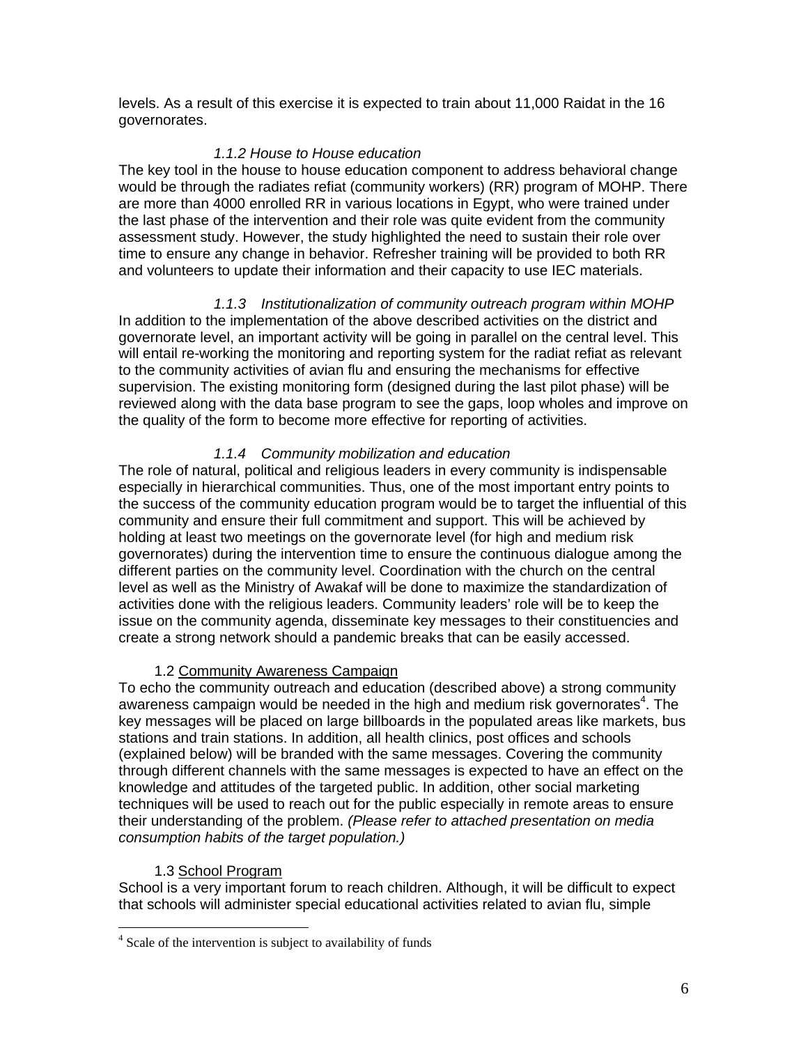levels. As a result of this exercise it is expected to train about 11,000 Raidat in the 16 governorates.

#### *1.1.2 House to House education*

The key tool in the house to house education component to address behavioral change would be through the radiates refiat (community workers) (RR) program of MOHP. There are more than 4000 enrolled RR in various locations in Egypt, who were trained under the last phase of the intervention and their role was quite evident from the community assessment study. However, the study highlighted the need to sustain their role over time to ensure any change in behavior. Refresher training will be provided to both RR and volunteers to update their information and their capacity to use IEC materials.

#### *1.1.3 Institutionalization of community outreach program within MOHP*

In addition to the implementation of the above described activities on the district and governorate level, an important activity will be going in parallel on the central level. This will entail re-working the monitoring and reporting system for the radiat refiat as relevant to the community activities of avian flu and ensuring the mechanisms for effective supervision. The existing monitoring form (designed during the last pilot phase) will be reviewed along with the data base program to see the gaps, loop wholes and improve on the quality of the form to become more effective for reporting of activities.

#### *1.1.4 Community mobilization and education*

The role of natural, political and religious leaders in every community is indispensable especially in hierarchical communities. Thus, one of the most important entry points to the success of the community education program would be to target the influential of this community and ensure their full commitment and support. This will be achieved by holding at least two meetings on the governorate level (for high and medium risk governorates) during the intervention time to ensure the continuous dialogue among the different parties on the community level. Coordination with the church on the central level as well as the Ministry of Awakaf will be done to maximize the standardization of activities done with the religious leaders. Community leaders' role will be to keep the issue on the community agenda, disseminate key messages to their constituencies and create a strong network should a pandemic breaks that can be easily accessed.

### 1.2 Community Awareness Campaign

To echo the community outreach and education (described above) a strong community awareness campaign would be needed in the high and medium risk governorates[4]. The key messages will be placed on large billboards in the populated areas like markets, bus stations and train stations. In addition, all health clinics, post offices and schools (explained below) will be branded with the same messages. Covering the community through different channels with the same messages is expected to have an effect on the knowledge and attitudes of the targeted public. In addition, other social marketing techniques will be used to reach out for the public especially in remote areas to ensure their understanding of the problem. *(Please refer to attached presentation on media consumption habits of the target population.)*

### 1.3 School Program

School is a very important forum to reach children. Although, it will be difficult to expect that schools will administer special educational activities related to avian flu, simple

---

[4] Scale of the intervention is subject to availability of funds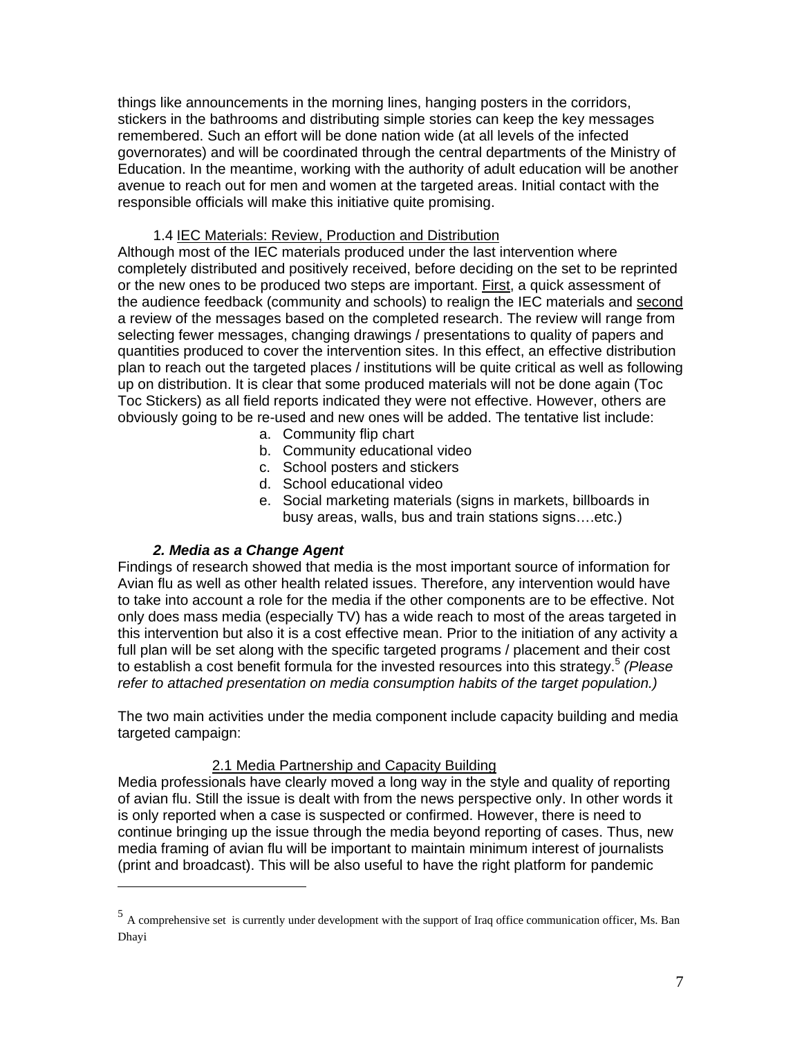things like announcements in the morning lines, hanging posters in the corridors, stickers in the bathrooms and distributing simple stories can keep the key messages remembered. Such an effort will be done nation wide (at all levels of the infected governorates) and will be coordinated through the central departments of the Ministry of Education. In the meantime, working with the authority of adult education will be another avenue to reach out for men and women at the targeted areas. Initial contact with the responsible officials will make this initiative quite promising.

1.4 IEC Materials: Review, Production and Distribution

Although most of the IEC materials produced under the last intervention where completely distributed and positively received, before deciding on the set to be reprinted or the new ones to be produced two steps are important. First, a quick assessment of the audience feedback (community and schools) to realign the IEC materials and second a review of the messages based on the completed research. The review will range from selecting fewer messages, changing drawings / presentations to quality of papers and quantities produced to cover the intervention sites. In this effect, an effective distribution plan to reach out the targeted places / institutions will be quite critical as well as following up on distribution. It is clear that some produced materials will not be done again (Toc Toc Stickers) as all field reports indicated they were not effective. However, others are obviously going to be re-used and new ones will be added. The tentative list include:

a. Community flip chart
b. Community educational video
c. School posters and stickers
d. School educational video
e. Social marketing materials (signs in markets, billboards in busy areas, walls, bus and train stations signs….etc.)

### *2. Media as a Change Agent*

Findings of research showed that media is the most important source of information for Avian flu as well as other health related issues. Therefore, any intervention would have to take into account a role for the media if the other components are to be effective. Not only does mass media (especially TV) has a wide reach to most of the areas targeted in this intervention but also it is a cost effective mean. Prior to the initiation of any activity a full plan will be set along with the specific targeted programs / placement and their cost to establish a cost benefit formula for the invested resources into this strategy.[5] *(Please refer to attached presentation on media consumption habits of the target population.)*

The two main activities under the media component include capacity building and media targeted campaign:

2.1 Media Partnership and Capacity Building

Media professionals have clearly moved a long way in the style and quality of reporting of avian flu. Still the issue is dealt with from the news perspective only. In other words it is only reported when a case is suspected or confirmed. However, there is need to continue bringing up the issue through the media beyond reporting of cases. Thus, new media framing of avian flu will be important to maintain minimum interest of journalists (print and broadcast). This will be also useful to have the right platform for pandemic

[5] A comprehensive set is currently under development with the support of Iraq office communication officer, Ms. Ban Dhayi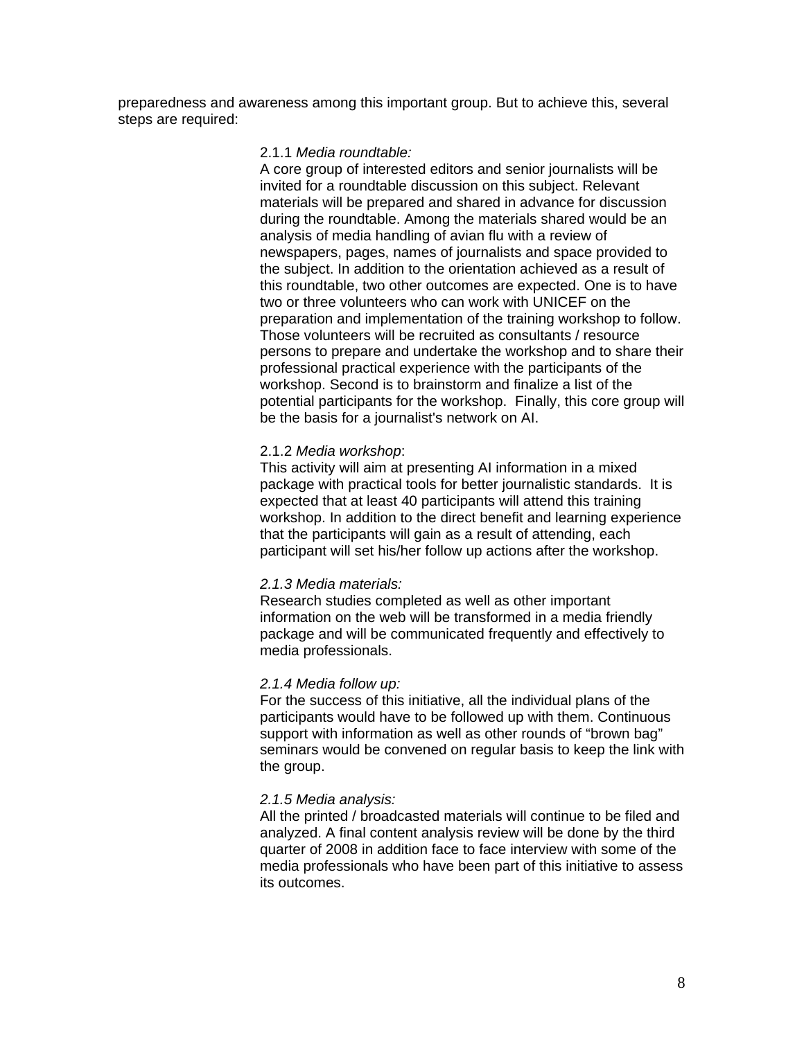preparedness and awareness among this important group. But to achieve this, several steps are required:

2.1.1 *Media roundtable:*
A core group of interested editors and senior journalists will be invited for a roundtable discussion on this subject. Relevant materials will be prepared and shared in advance for discussion during the roundtable. Among the materials shared would be an analysis of media handling of avian flu with a review of newspapers, pages, names of journalists and space provided to the subject. In addition to the orientation achieved as a result of this roundtable, two other outcomes are expected. One is to have two or three volunteers who can work with UNICEF on the preparation and implementation of the training workshop to follow. Those volunteers will be recruited as consultants / resource persons to prepare and undertake the workshop and to share their professional practical experience with the participants of the workshop. Second is to brainstorm and finalize a list of the potential participants for the workshop. Finally, this core group will be the basis for a journalist's network on AI.

2.1.2 *Media workshop*:
This activity will aim at presenting AI information in a mixed package with practical tools for better journalistic standards. It is expected that at least 40 participants will attend this training workshop. In addition to the direct benefit and learning experience that the participants will gain as a result of attending, each participant will set his/her follow up actions after the workshop.

*2.1.3 Media materials:*
Research studies completed as well as other important information on the web will be transformed in a media friendly package and will be communicated frequently and effectively to media professionals.

*2.1.4 Media follow up:*
For the success of this initiative, all the individual plans of the participants would have to be followed up with them. Continuous support with information as well as other rounds of “brown bag” seminars would be convened on regular basis to keep the link with the group.

*2.1.5 Media analysis:*
All the printed / broadcasted materials will continue to be filed and analyzed. A final content analysis review will be done by the third quarter of 2008 in addition face to face interview with some of the media professionals who have been part of this initiative to assess its outcomes.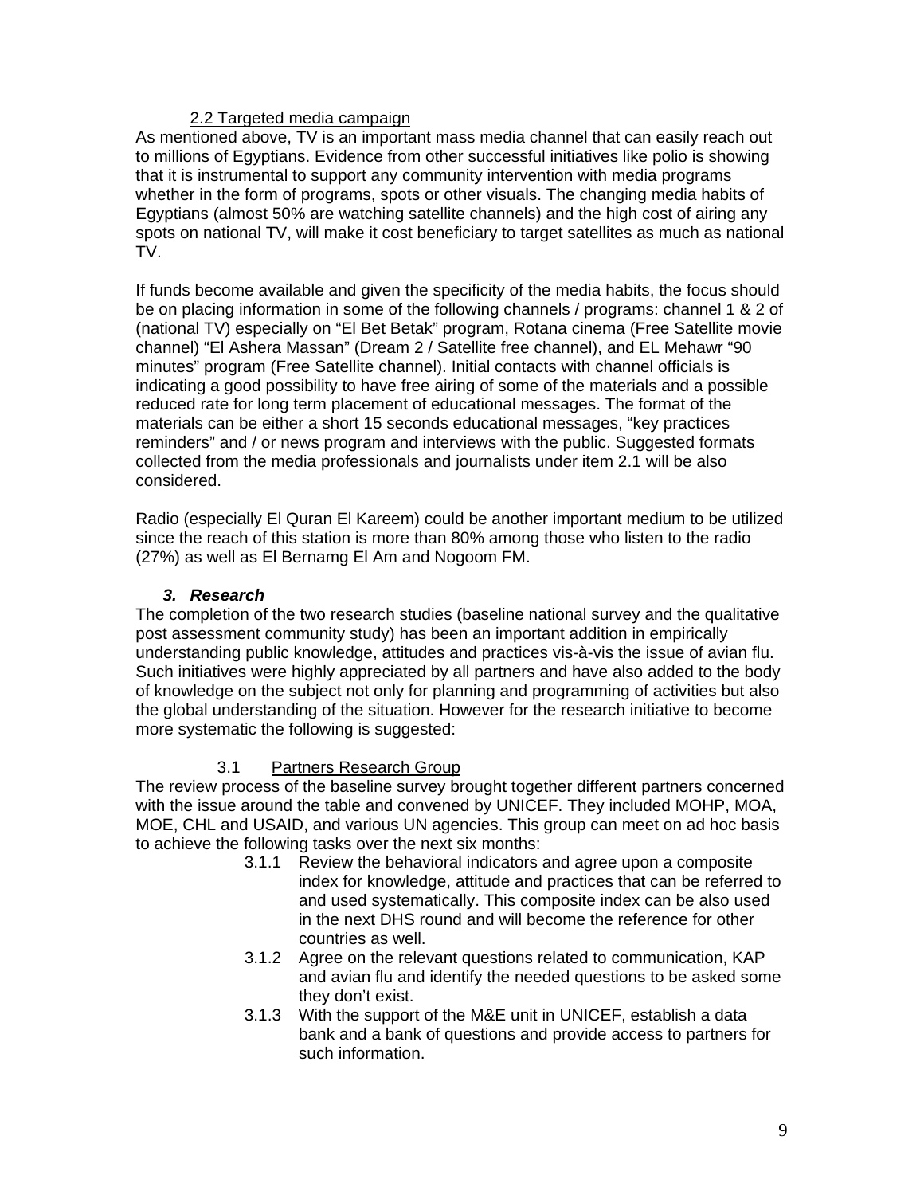### 2.2 Targeted media campaign

As mentioned above, TV is an important mass media channel that can easily reach out to millions of Egyptians. Evidence from other successful initiatives like polio is showing that it is instrumental to support any community intervention with media programs whether in the form of programs, spots or other visuals. The changing media habits of Egyptians (almost 50% are watching satellite channels) and the high cost of airing any spots on national TV, will make it cost beneficiary to target satellites as much as national TV.

If funds become available and given the specificity of the media habits, the focus should be on placing information in some of the following channels / programs: channel 1 & 2 of (national TV) especially on “El Bet Betak” program, Rotana cinema (Free Satellite movie channel) “El Ashera Massan” (Dream 2 / Satellite free channel), and EL Mehawr “90 minutes” program (Free Satellite channel). Initial contacts with channel officials is indicating a good possibility to have free airing of some of the materials and a possible reduced rate for long term placement of educational messages. The format of the materials can be either a short 15 seconds educational messages, “key practices reminders” and / or news program and interviews with the public. Suggested formats collected from the media professionals and journalists under item 2.1 will be also considered.

Radio (especially El Quran El Kareem) could be another important medium to be utilized since the reach of this station is more than 80% among those who listen to the radio (27%) as well as El Bernamg El Am and Nogoom FM.

## 3. Research

The completion of the two research studies (baseline national survey and the qualitative post assessment community study) has been an important addition in empirically understanding public knowledge, attitudes and practices vis-à-vis the issue of avian flu. Such initiatives were highly appreciated by all partners and have also added to the body of knowledge on the subject not only for planning and programming of activities but also the global understanding of the situation. However for the research initiative to become more systematic the following is suggested:

### 3.1 Partners Research Group

The review process of the baseline survey brought together different partners concerned with the issue around the table and convened by UNICEF. They included MOHP, MOA, MOE, CHL and USAID, and various UN agencies. This group can meet on ad hoc basis to achieve the following tasks over the next six months:

- 3.1.1 Review the behavioral indicators and agree upon a composite index for knowledge, attitude and practices that can be referred to and used systematically. This composite index can be also used in the next DHS round and will become the reference for other countries as well.
- 3.1.2 Agree on the relevant questions related to communication, KAP and avian flu and identify the needed questions to be asked some they don’t exist.
- 3.1.3 With the support of the M&E unit in UNICEF, establish a data bank and a bank of questions and provide access to partners for such information.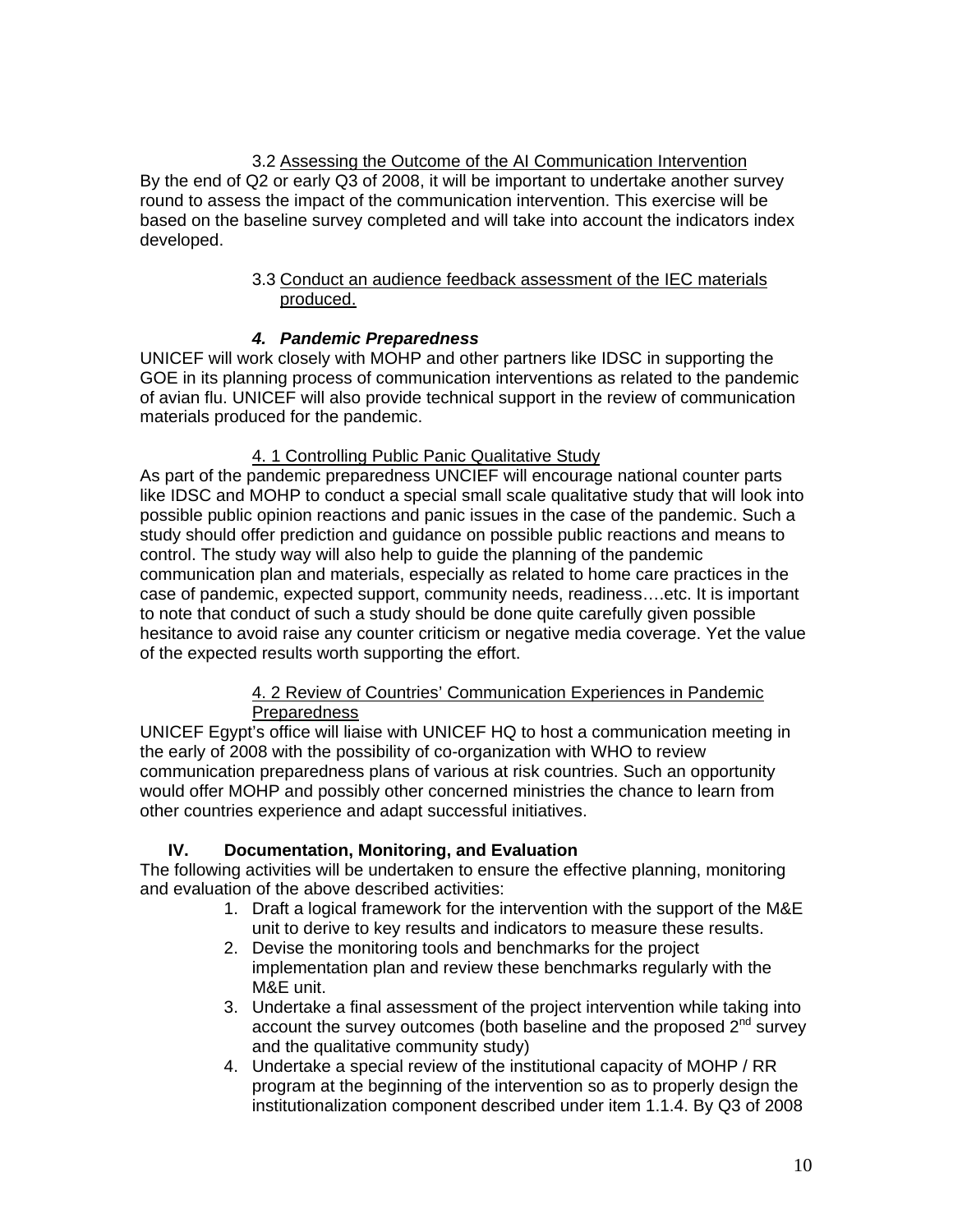3.2 Assessing the Outcome of the AI Communication Intervention

By the end of Q2 or early Q3 of 2008, it will be important to undertake another survey round to assess the impact of the communication intervention. This exercise will be based on the baseline survey completed and will take into account the indicators index developed.

3.3 Conduct an audience feedback assessment of the IEC materials produced.

***4. Pandemic Preparedness***

UNICEF will work closely with MOHP and other partners like IDSC in supporting the GOE in its planning process of communication interventions as related to the pandemic of avian flu. UNICEF will also provide technical support in the review of communication materials produced for the pandemic.

4. 1 Controlling Public Panic Qualitative Study

As part of the pandemic preparedness UNCIEF will encourage national counter parts like IDSC and MOHP to conduct a special small scale qualitative study that will look into possible public opinion reactions and panic issues in the case of the pandemic. Such a study should offer prediction and guidance on possible public reactions and means to control. The study way will also help to guide the planning of the pandemic communication plan and materials, especially as related to home care practices in the case of pandemic, expected support, community needs, readiness….etc. It is important to note that conduct of such a study should be done quite carefully given possible hesitance to avoid raise any counter criticism or negative media coverage. Yet the value of the expected results worth supporting the effort.

4. 2 Review of Countries' Communication Experiences in Pandemic Preparedness

UNICEF Egypt's office will liaise with UNICEF HQ to host a communication meeting in the early of 2008 with the possibility of co-organization with WHO to review communication preparedness plans of various at risk countries. Such an opportunity would offer MOHP and possibly other concerned ministries the chance to learn from other countries experience and adapt successful initiatives.

## IV. Documentation, Monitoring, and Evaluation

The following activities will be undertaken to ensure the effective planning, monitoring and evaluation of the above described activities:

1. Draft a logical framework for the intervention with the support of the M&E unit to derive to key results and indicators to measure these results.
2. Devise the monitoring tools and benchmarks for the project implementation plan and review these benchmarks regularly with the M&E unit.
3. Undertake a final assessment of the project intervention while taking into account the survey outcomes (both baseline and the proposed 2nd survey and the qualitative community study)
4. Undertake a special review of the institutional capacity of MOHP / RR program at the beginning of the intervention so as to properly design the institutionalization component described under item 1.1.4. By Q3 of 2008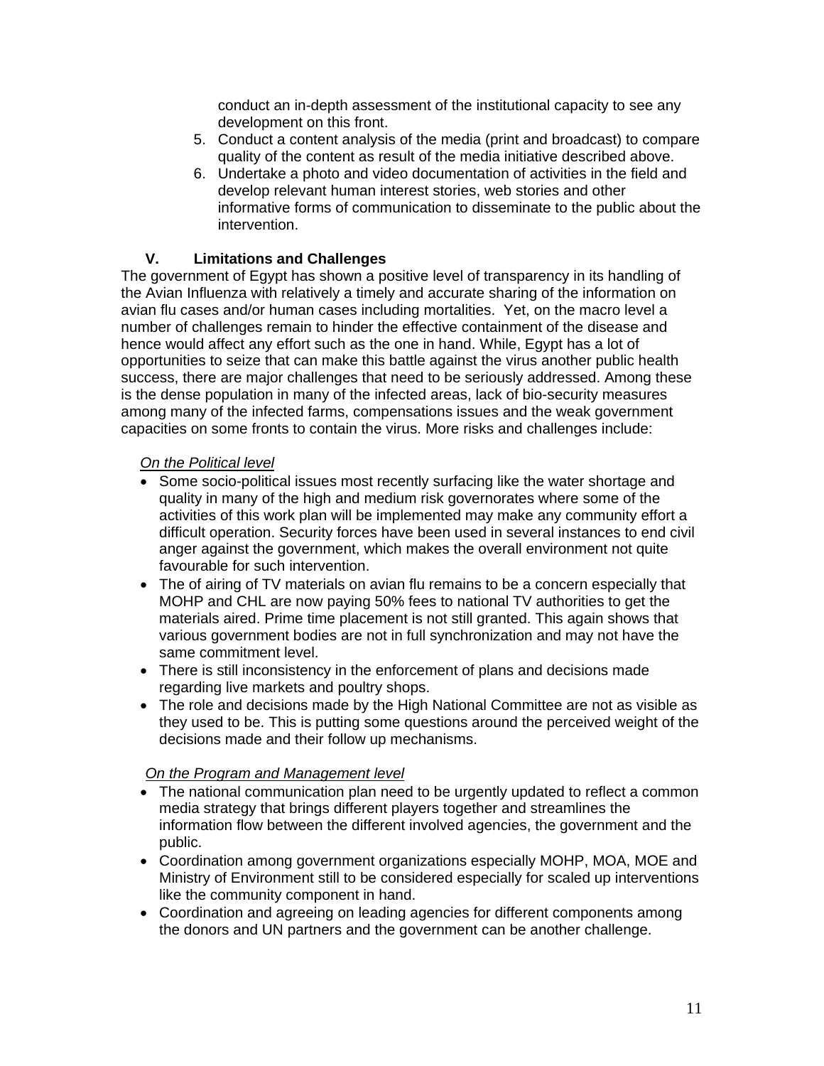conduct an in-depth assessment of the institutional capacity to see any development on this front.

5. Conduct a content analysis of the media (print and broadcast) to compare quality of the content as result of the media initiative described above.
6. Undertake a photo and video documentation of activities in the field and develop relevant human interest stories, web stories and other informative forms of communication to disseminate to the public about the intervention.

## V. Limitations and Challenges

The government of Egypt has shown a positive level of transparency in its handling of the Avian Influenza with relatively a timely and accurate sharing of the information on avian flu cases and/or human cases including mortalities. Yet, on the macro level a number of challenges remain to hinder the effective containment of the disease and hence would affect any effort such as the one in hand. While, Egypt has a lot of opportunities to seize that can make this battle against the virus another public health success, there are major challenges that need to be seriously addressed. Among these is the dense population in many of the infected areas, lack of bio-security measures among many of the infected farms, compensations issues and the weak government capacities on some fronts to contain the virus. More risks and challenges include:

*On the Political level*

- Some socio-political issues most recently surfacing like the water shortage and quality in many of the high and medium risk governorates where some of the activities of this work plan will be implemented may make any community effort a difficult operation. Security forces have been used in several instances to end civil anger against the government, which makes the overall environment not quite favourable for such intervention.
- The of airing of TV materials on avian flu remains to be a concern especially that MOHP and CHL are now paying 50% fees to national TV authorities to get the materials aired. Prime time placement is not still granted. This again shows that various government bodies are not in full synchronization and may not have the same commitment level.
- There is still inconsistency in the enforcement of plans and decisions made regarding live markets and poultry shops.
- The role and decisions made by the High National Committee are not as visible as they used to be. This is putting some questions around the perceived weight of the decisions made and their follow up mechanisms.

*On the Program and Management level*

- The national communication plan need to be urgently updated to reflect a common media strategy that brings different players together and streamlines the information flow between the different involved agencies, the government and the public.
- Coordination among government organizations especially MOHP, MOA, MOE and Ministry of Environment still to be considered especially for scaled up interventions like the community component in hand.
- Coordination and agreeing on leading agencies for different components among the donors and UN partners and the government can be another challenge.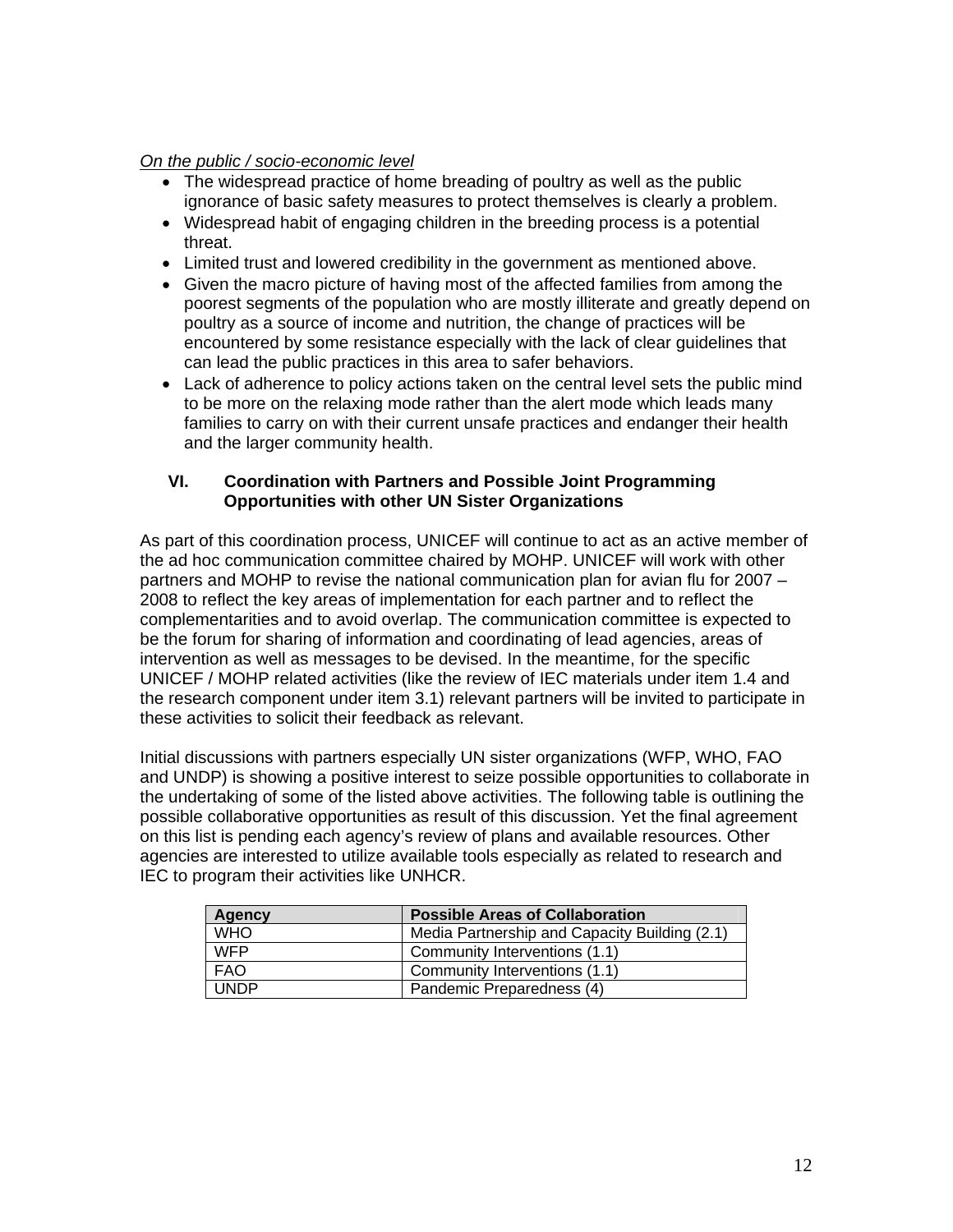*On the public / socio-economic level*

- The widespread practice of home breading of poultry as well as the public ignorance of basic safety measures to protect themselves is clearly a problem.
- Widespread habit of engaging children in the breeding process is a potential threat.
- Limited trust and lowered credibility in the government as mentioned above.
- Given the macro picture of having most of the affected families from among the poorest segments of the population who are mostly illiterate and greatly depend on poultry as a source of income and nutrition, the change of practices will be encountered by some resistance especially with the lack of clear guidelines that can lead the public practices in this area to safer behaviors.
- Lack of adherence to policy actions taken on the central level sets the public mind to be more on the relaxing mode rather than the alert mode which leads many families to carry on with their current unsafe practices and endanger their health and the larger community health.

## VI. Coordination with Partners and Possible Joint Programming Opportunities with other UN Sister Organizations

As part of this coordination process, UNICEF will continue to act as an active member of the ad hoc communication committee chaired by MOHP. UNICEF will work with other partners and MOHP to revise the national communication plan for avian flu for 2007 – 2008 to reflect the key areas of implementation for each partner and to reflect the complementarities and to avoid overlap. The communication committee is expected to be the forum for sharing of information and coordinating of lead agencies, areas of intervention as well as messages to be devised. In the meantime, for the specific UNICEF / MOHP related activities (like the review of IEC materials under item 1.4 and the research component under item 3.1) relevant partners will be invited to participate in these activities to solicit their feedback as relevant.

Initial discussions with partners especially UN sister organizations (WFP, WHO, FAO and UNDP) is showing a positive interest to seize possible opportunities to collaborate in the undertaking of some of the listed above activities. The following table is outlining the possible collaborative opportunities as result of this discussion. Yet the final agreement on this list is pending each agency's review of plans and available resources. Other agencies are interested to utilize available tools especially as related to research and IEC to program their activities like UNHCR.

| Agency | Possible Areas of Collaboration |
|---|---|
| WHO | Media Partnership and Capacity Building (2.1) |
| WFP | Community Interventions (1.1) |
| FAO | Community Interventions (1.1) |
| UNDP | Pandemic Preparedness (4) |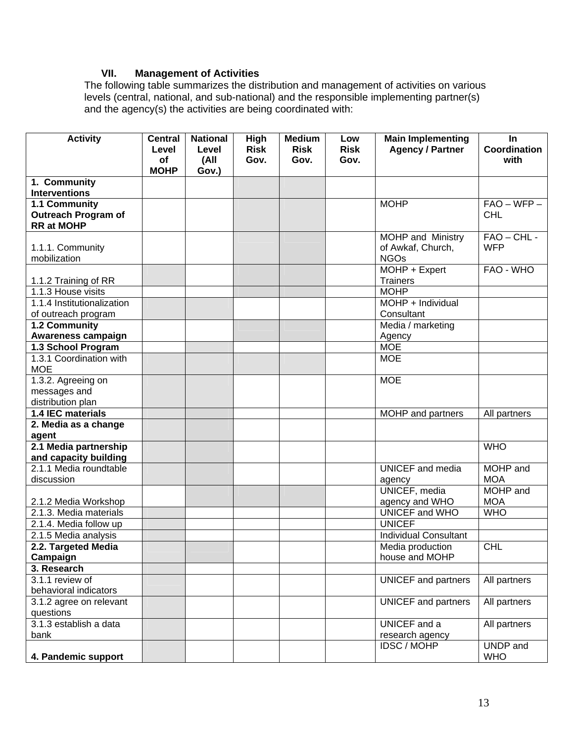### VII. Management of Activities

The following table summarizes the distribution and management of activities on various levels (central, national, and sub-national) and the responsible implementing partner(s) and the agency(s) the activities are being coordinated with:

| Activity | Central Level of MOHP | National Level (All Gov.) | High Risk Gov. | Medium Risk Gov. | Low Risk Gov. | Main Implementing Agency / Partner | In Coordination with |
|---|---|---|---|---|---|---|---|
| **1. Community Interventions** | | | | | | | |
| **1.1 Community Outreach Program of RR at MOHP** | | | | | | MOHP | FAO – WFP – CHL |
| 1.1.1. Community mobilization | | | | | | MOHP and Ministry of Awkaf, Church, NGOs | FAO – CHL - WFP |
| 1.1.2 Training of RR | | | | | | MOHP + Expert Trainers | FAO - WHO |
| 1.1.3 House visits | | | | | | MOHP | |
| 1.1.4 Institutionalization of outreach program | | | | | | MOHP + Individual Consultant | |
| **1.2 Community Awareness campaign** | | | | | | Media / marketing Agency | |
| **1.3 School Program** | | | | | | MOE | |
| 1.3.1 Coordination with MOE | | | | | | MOE | |
| 1.3.2. Agreeing on messages and distribution plan | | | | | | MOE | |
| **1.4 IEC materials** | | | | | | MOHP and partners | All partners |
| **2. Media as a change agent** | | | | | | | |
| **2.1 Media partnership and capacity building** | | | | | | | WHO |
| 2.1.1 Media roundtable discussion | | | | | | UNICEF and media agency | MOHP and MOA |
| 2.1.2 Media Workshop | | | | | | UNICEF, media agency and WHO | MOHP and MOA |
| 2.1.3. Media materials | | | | | | UNICEF and WHO | WHO |
| 2.1.4. Media follow up | | | | | | UNICEF | |
| 2.1.5 Media analysis | | | | | | Individual Consultant | |
| **2.2. Targeted Media Campaign** | | | | | | Media production house and MOHP | CHL |
| **3. Research** | | | | | | | |
| 3.1.1 review of behavioral indicators | | | | | | UNICEF and partners | All partners |
| 3.1.2 agree on relevant questions | | | | | | UNICEF and partners | All partners |
| 3.1.3 establish a data bank | | | | | | UNICEF and a research agency | All partners |
| **4. Pandemic support** | | | | | | IDSC / MOHP | UNDP and WHO |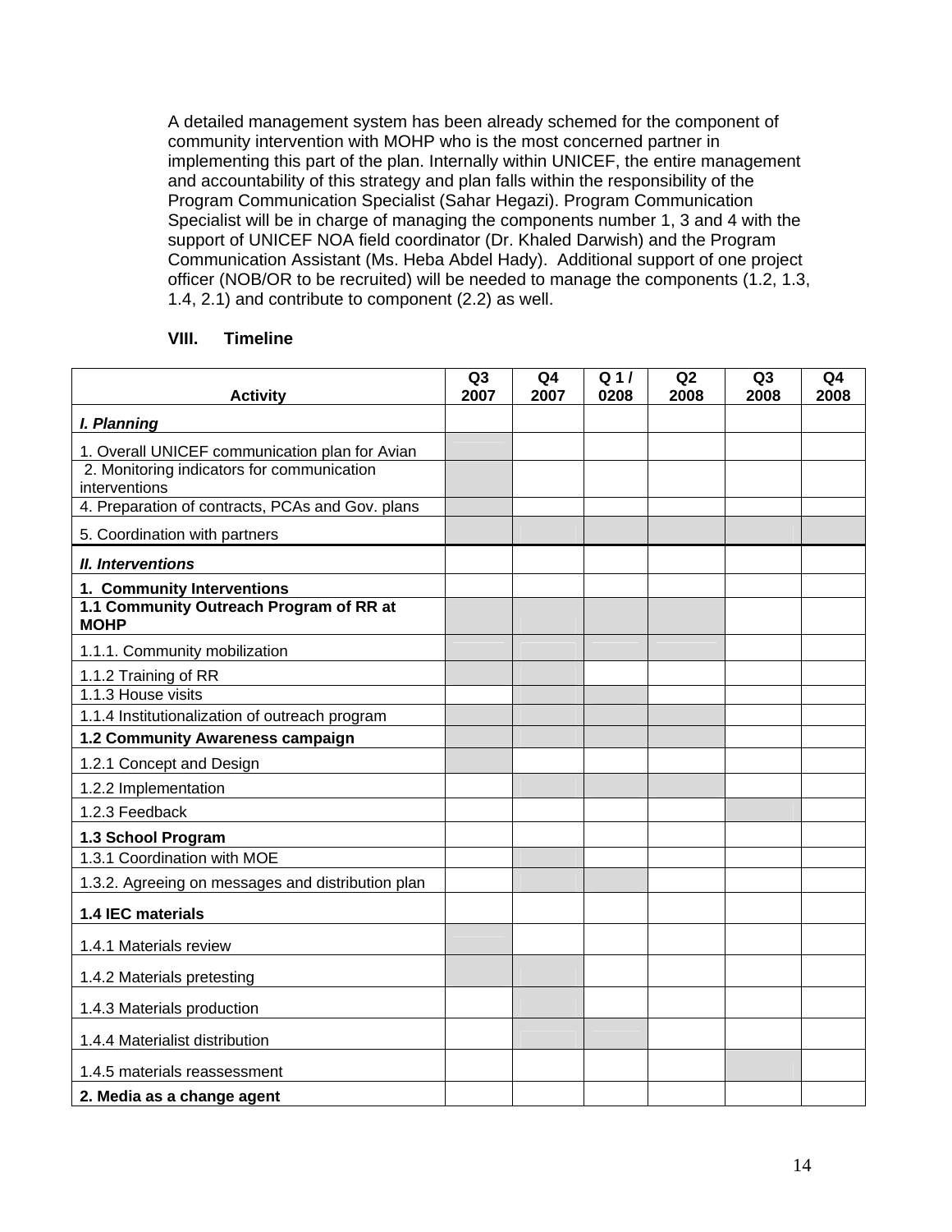A detailed management system has been already schemed for the component of community intervention with MOHP who is the most concerned partner in implementing this part of the plan. Internally within UNICEF, the entire management and accountability of this strategy and plan falls within the responsibility of the Program Communication Specialist (Sahar Hegazi). Program Communication Specialist will be in charge of managing the components number 1, 3 and 4 with the support of UNICEF NOA field coordinator (Dr. Khaled Darwish) and the Program Communication Assistant (Ms. Heba Abdel Hady). Additional support of one project officer (NOB/OR to be recruited) will be needed to manage the components (1.2, 1.3, 1.4, 2.1) and contribute to component (2.2) as well.

## VIII. Timeline

| Activity | Q3 2007 | Q4 2007 | Q 1 / 0208 | Q2 2008 | Q3 2008 | Q4 2008 |
|---|---|---|---|---|---|---|
| ***I. Planning*** | | | | | | |
| 1. Overall UNICEF communication plan for Avian | | | | | | |
| 2. Monitoring indicators for communication interventions | | | | | | |
| 4. Preparation of contracts, PCAs and Gov. plans | | | | | | |
| 5. Coordination with partners | | | | | | |
| ***II. Interventions*** | | | | | | |
| **1. Community Interventions** | | | | | | |
| **1.1 Community Outreach Program of RR at MOHP** | | | | | | |
| 1.1.1. Community mobilization | | | | | | |
| 1.1.2 Training of RR | | | | | | |
| 1.1.3 House visits | | | | | | |
| 1.1.4 Institutionalization of outreach program | | | | | | |
| **1.2 Community Awareness campaign** | | | | | | |
| 1.2.1 Concept and Design | | | | | | |
| 1.2.2 Implementation | | | | | | |
| 1.2.3 Feedback | | | | | | |
| **1.3 School Program** | | | | | | |
| 1.3.1 Coordination with MOE | | | | | | |
| 1.3.2. Agreeing on messages and distribution plan | | | | | | |
| **1.4 IEC materials** | | | | | | |
| 1.4.1 Materials review | | | | | | |
| 1.4.2 Materials pretesting | | | | | | |
| 1.4.3 Materials production | | | | | | |
| 1.4.4 Materialist distribution | | | | | | |
| 1.4.5 materials reassessment | | | | | | |
| **2. Media as a change agent** | | | | | | |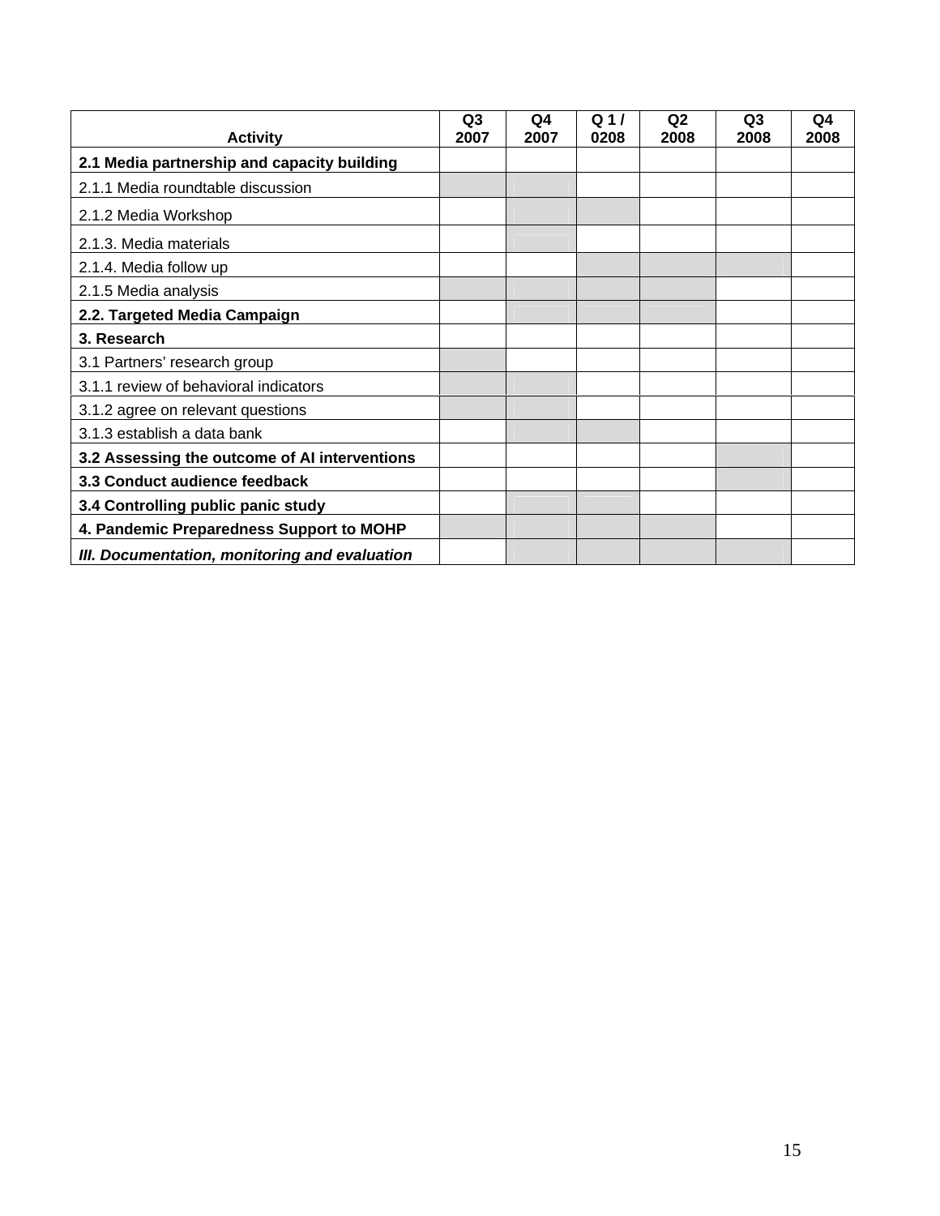| Activity | Q3 2007 | Q4 2007 | Q 1 / 0208 | Q2 2008 | Q3 2008 | Q4 2008 |
|---|---|---|---|---|---|---|
| **2.1 Media partnership and capacity building** | | | | | | |
| 2.1.1 Media roundtable discussion | | | | | | |
| 2.1.2 Media Workshop | | | | | | |
| 2.1.3. Media materials | | | | | | |
| 2.1.4. Media follow up | | | | | | |
| 2.1.5 Media analysis | | | | | | |
| **2.2. Targeted Media Campaign** | | | | | | |
| **3. Research** | | | | | | |
| 3.1 Partners' research group | | | | | | |
| 3.1.1 review of behavioral indicators | | | | | | |
| 3.1.2 agree on relevant questions | | | | | | |
| 3.1.3 establish a data bank | | | | | | |
| **3.2 Assessing the outcome of AI interventions** | | | | | | |
| **3.3 Conduct audience feedback** | | | | | | |
| **3.4 Controlling public panic study** | | | | | | |
| **4. Pandemic Preparedness Support to MOHP** | | | | | | |
| ***III. Documentation, monitoring and evaluation*** | | | | | | |